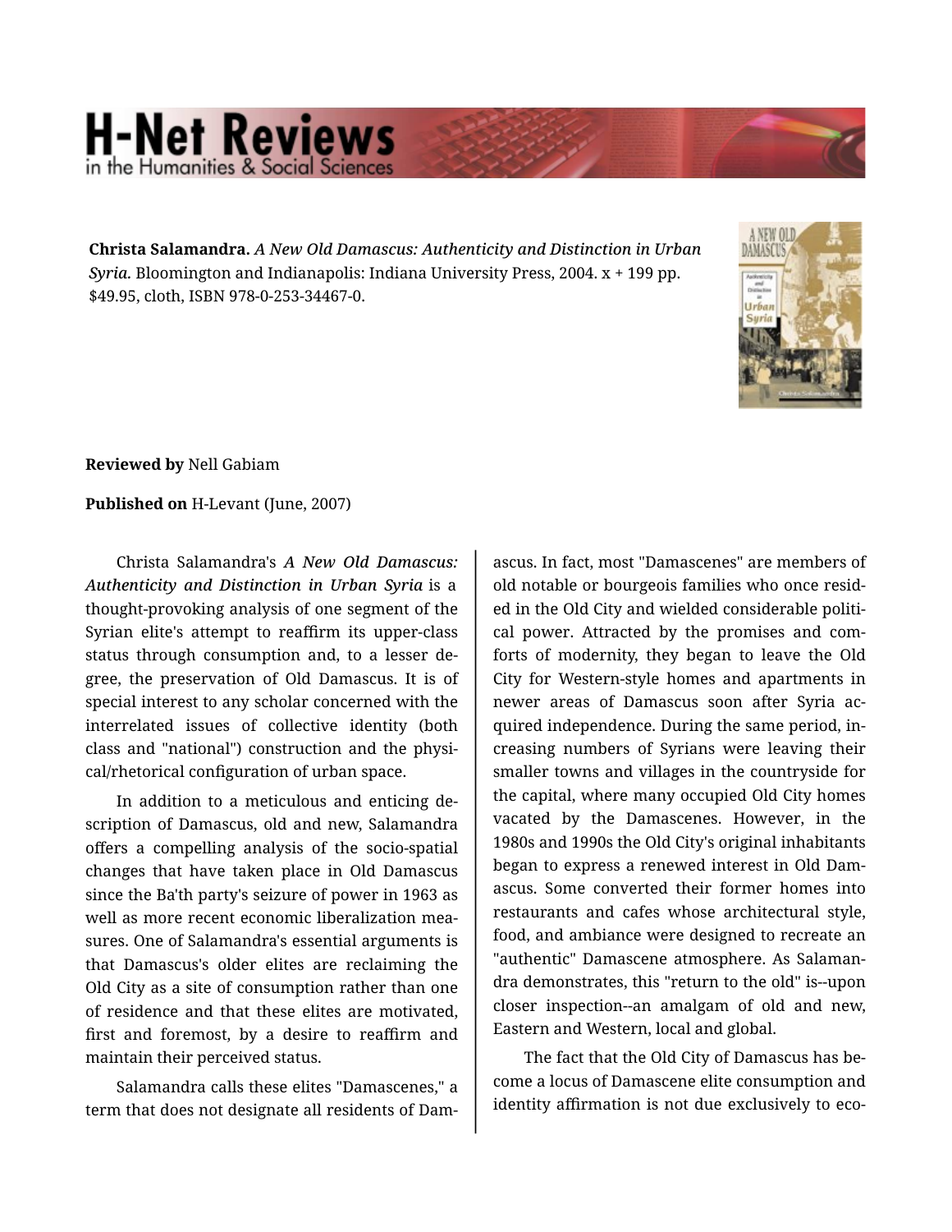**Christa Salamandra.** *A New Old Damascus: Authenticity and Distinction in Urban Syria.* Bloomington and Indianapolis: Indiana University Press, 2004. x + 199 pp. $49.95, cloth, ISBN 978-0-253-34467-0.

**Reviewed by** Nell Gabiam

**Published on** H-Levant (June, 2007)

Christa Salamandra's *A New Old Damascus: Authenticity and Distinction in Urban Syria* is a thought-provoking analysis of one segment of the Syrian elite's attempt to reaffirm its upper-class status through consumption and, to a lesser degree, the preservation of Old Damascus. It is of special interest to any scholar concerned with the interrelated issues of collective identity (both class and "national") construction and the physical/rhetorical configuration of urban space.

In addition to a meticulous and enticing description of Damascus, old and new, Salamandra offers a compelling analysis of the socio-spatial changes that have taken place in Old Damascus since the Ba'th party's seizure of power in 1963 as well as more recent economic liberalization measures. One of Salamandra's essential arguments is that Damascus's older elites are reclaiming the Old City as a site of consumption rather than one of residence and that these elites are motivated, first and foremost, by a desire to reaffirm and maintain their perceived status.

Salamandra calls these elites "Damascenes," a term that does not designate all residents of Damascus. In fact, most "Damascenes" are members of old notable or bourgeois families who once resided in the Old City and wielded considerable political power. Attracted by the promises and comforts of modernity, they began to leave the Old City for Western-style homes and apartments in newer areas of Damascus soon after Syria acquired independence. During the same period, increasing numbers of Syrians were leaving their smaller towns and villages in the countryside for the capital, where many occupied Old City homes vacated by the Damascenes. However, in the 1980s and 1990s the Old City's original inhabitants began to express a renewed interest in Old Damascus. Some converted their former homes into restaurants and cafes whose architectural style, food, and ambiance were designed to recreate an "authentic" Damascene atmosphere. As Salamandra demonstrates, this "return to the old" is--upon closer inspection--an amalgam of old and new, Eastern and Western, local and global.

The fact that the Old City of Damascus has become a locus of Damascene elite consumption and identity affirmation is not due exclusively to eco-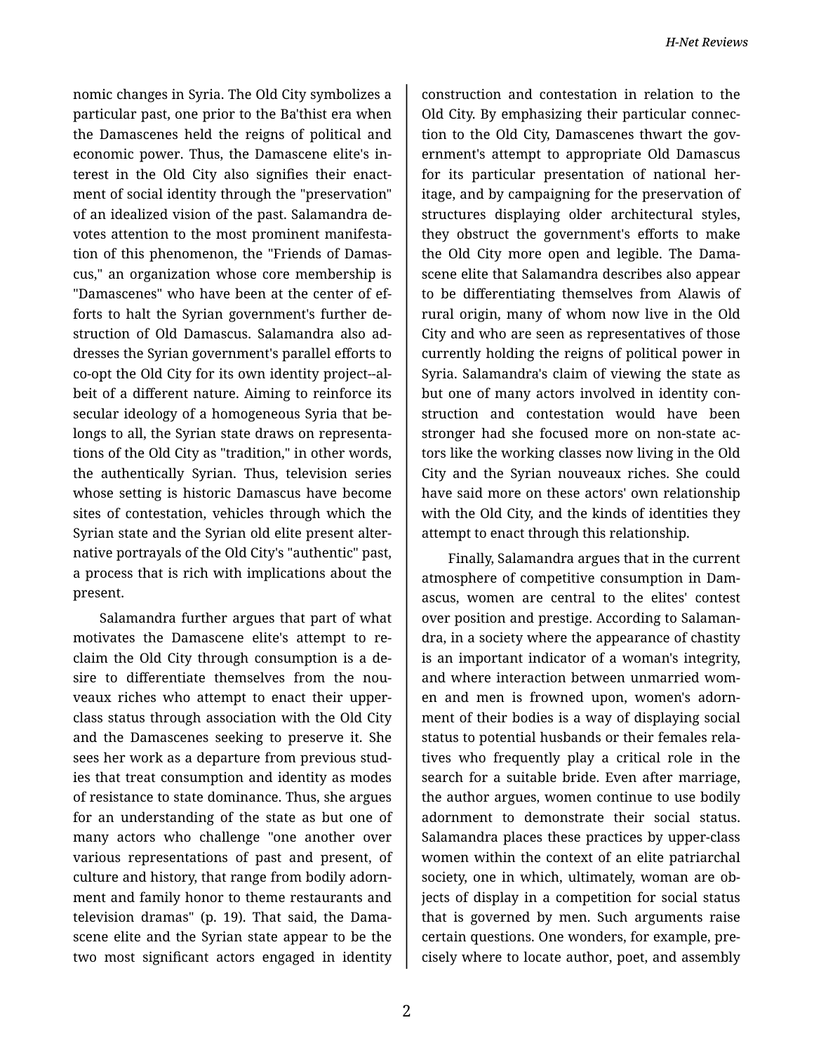nomic changes in Syria. The Old City symbolizes a particular past, one prior to the Ba'thist era when the Damascenes held the reigns of political and economic power. Thus, the Damascene elite's interest in the Old City also signifies their enactment of social identity through the "preservation" of an idealized vision of the past. Salamandra devotes attention to the most prominent manifestation of this phenomenon, the "Friends of Damascus," an organization whose core membership is "Damascenes" who have been at the center of efforts to halt the Syrian government's further destruction of Old Damascus. Salamandra also addresses the Syrian government's parallel efforts to co-opt the Old City for its own identity project--albeit of a different nature. Aiming to reinforce its secular ideology of a homogeneous Syria that belongs to all, the Syrian state draws on representations of the Old City as "tradition," in other words, the authentically Syrian. Thus, television series whose setting is historic Damascus have become sites of contestation, vehicles through which the Syrian state and the Syrian old elite present alternative portrayals of the Old City's "authentic" past, a process that is rich with implications about the present.

Salamandra further argues that part of what motivates the Damascene elite's attempt to reclaim the Old City through consumption is a desire to differentiate themselves from the nouveaux riches who attempt to enact their upper-class status through association with the Old City and the Damascenes seeking to preserve it. She sees her work as a departure from previous studies that treat consumption and identity as modes of resistance to state dominance. Thus, she argues for an understanding of the state as but one of many actors who challenge "one another over various representations of past and present, of culture and history, that range from bodily adornment and family honor to theme restaurants and television dramas" (p. 19). That said, the Damascene elite and the Syrian state appear to be the two most significant actors engaged in identity construction and contestation in relation to the Old City. By emphasizing their particular connection to the Old City, Damascenes thwart the government's attempt to appropriate Old Damascus for its particular presentation of national heritage, and by campaigning for the preservation of structures displaying older architectural styles, they obstruct the government's efforts to make the Old City more open and legible. The Damascene elite that Salamandra describes also appear to be differentiating themselves from Alawis of rural origin, many of whom now live in the Old City and who are seen as representatives of those currently holding the reigns of political power in Syria. Salamandra's claim of viewing the state as but one of many actors involved in identity construction and contestation would have been stronger had she focused more on non-state actors like the working classes now living in the Old City and the Syrian nouveaux riches. She could have said more on these actors' own relationship with the Old City, and the kinds of identities they attempt to enact through this relationship.

Finally, Salamandra argues that in the current atmosphere of competitive consumption in Damascus, women are central to the elites' contest over position and prestige. According to Salamandra, in a society where the appearance of chastity is an important indicator of a woman's integrity, and where interaction between unmarried women and men is frowned upon, women's adornment of their bodies is a way of displaying social status to potential husbands or their females relatives who frequently play a critical role in the search for a suitable bride. Even after marriage, the author argues, women continue to use bodily adornment to demonstrate their social status. Salamandra places these practices by upper-class women within the context of an elite patriarchal society, one in which, ultimately, woman are objects of display in a competition for social status that is governed by men. Such arguments raise certain questions. One wonders, for example, precisely where to locate author, poet, and assembly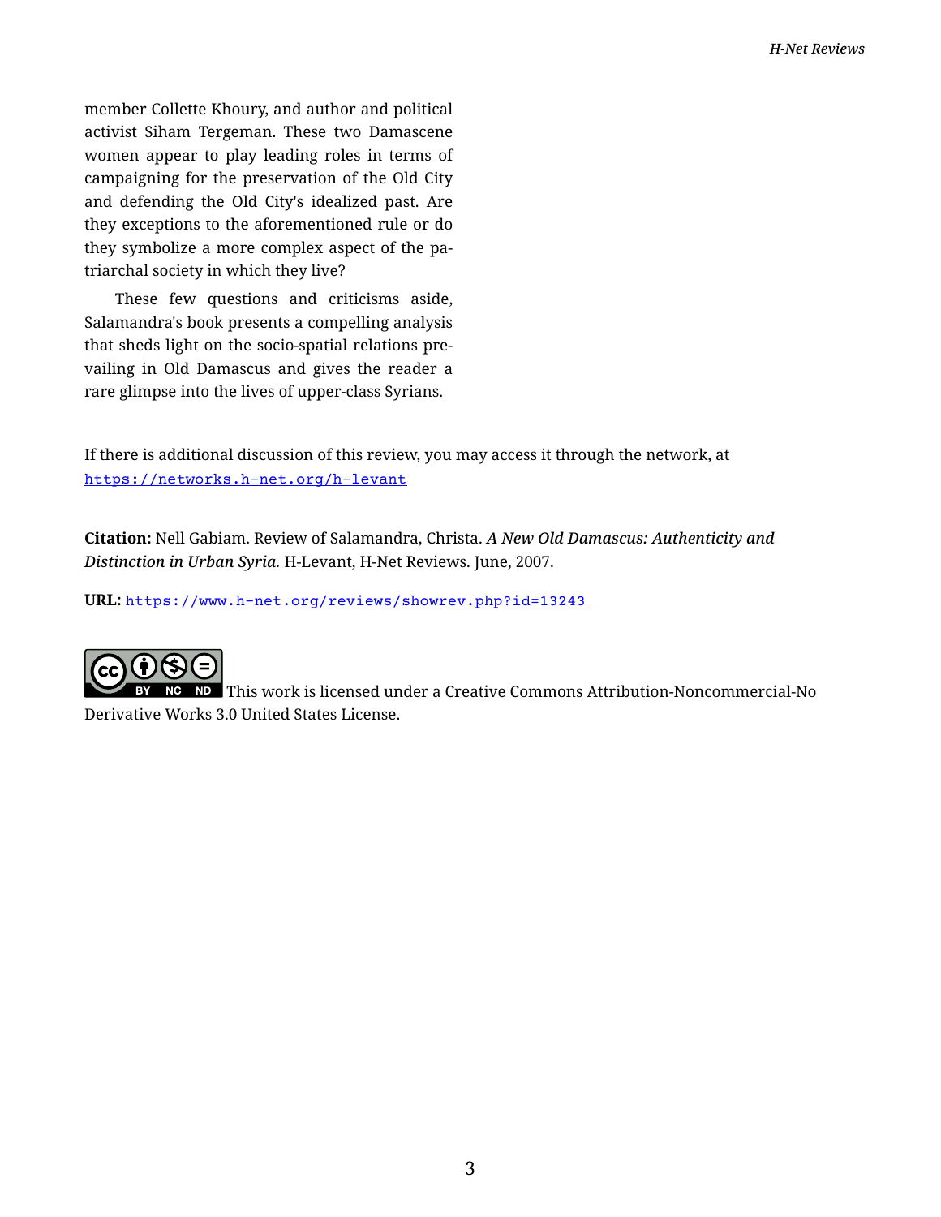member Collette Khoury, and author and political activist Siham Tergeman. These two Damascene women appear to play leading roles in terms of campaigning for the preservation of the Old City and defending the Old City's idealized past. Are they exceptions to the aforementioned rule or do they symbolize a more complex aspect of the patriarchal society in which they live?

These few questions and criticisms aside, Salamandra's book presents a compelling analysis that sheds light on the socio-spatial relations prevailing in Old Damascus and gives the reader a rare glimpse into the lives of upper-class Syrians.

If there is additional discussion of this review, you may access it through the network, at https://networks.h-net.org/h-levant

**Citation:** Nell Gabiam. Review of Salamandra, Christa. *A New Old Damascus: Authenticity and Distinction in Urban Syria.* H-Levant, H-Net Reviews. June, 2007.

**URL:** https://www.h-net.org/reviews/showrev.php?id=13243

This work is licensed under a Creative Commons Attribution-Noncommercial-No Derivative Works 3.0 United States License.